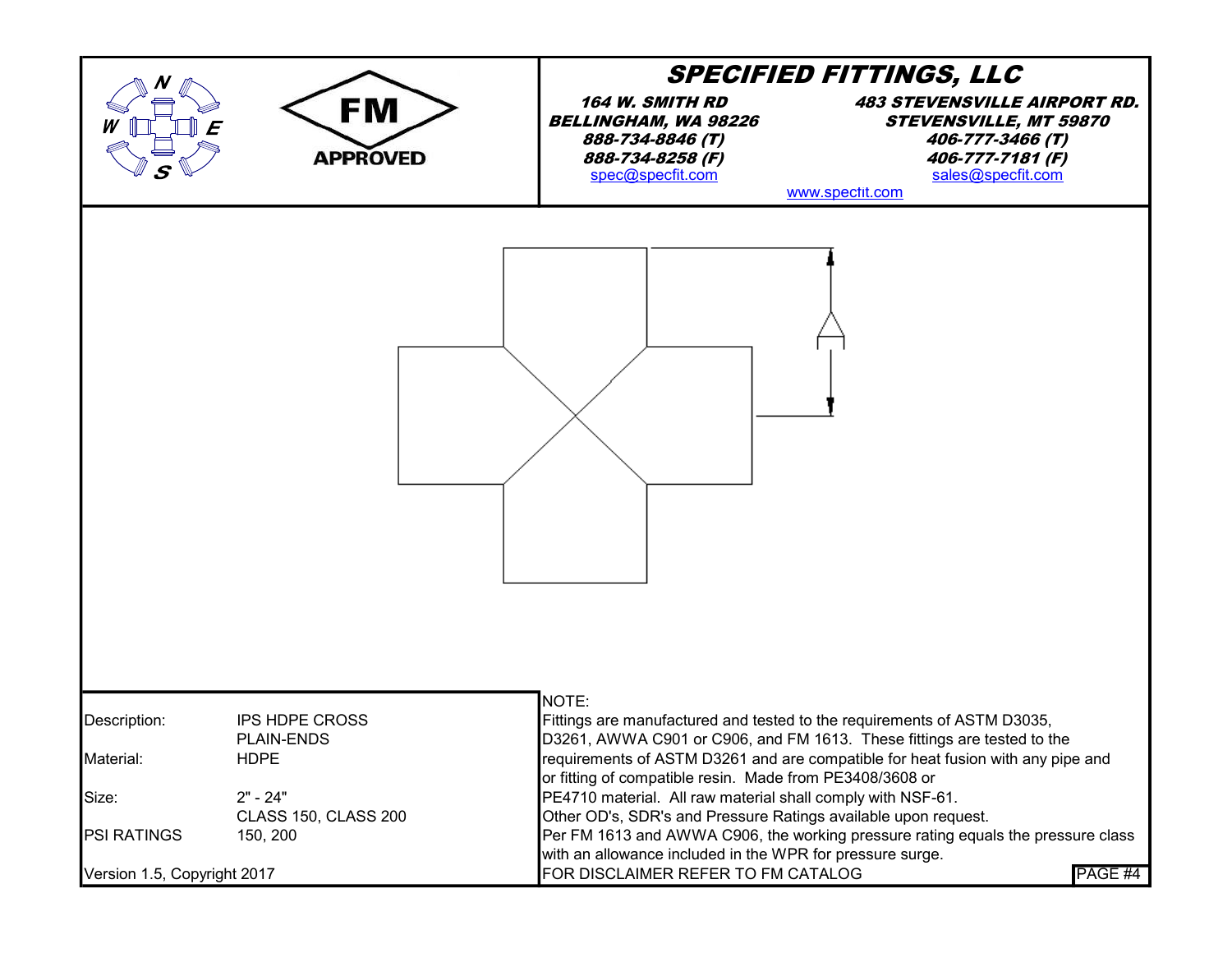# SPECIFIED FITTINGS, LLC

FM APPROVED

**164 W. SMITH RD**
**BELLINGHAM, WA 98226**
**888-734-8846 (T)**
**888-734-8258 (F)**
spec@specfit.com

**483 STEVENSVILLE AIRPORT RD.**
**STEVENSVILLE, MT 59870**
**406-777-3466 (T)**
**406-777-7181 (F)**
sales@specfit.com

www.specfit.com

A

| | |
|---|---|
| Description: | IPS HDPE CROSS<br>PLAIN-ENDS |
| Material: | HDPE |
| Size: | 2" - 24"<br>CLASS 150, CLASS 200 |
| PSI RATINGS | 150, 200 |

Version 1.5, Copyright 2017

NOTE:
Fittings are manufactured and tested to the requirements of ASTM D3035, D3261, AWWA C901 or C906, and FM 1613. These fittings are tested to the requirements of ASTM D3261 and are compatible for heat fusion with any pipe and or fitting of compatible resin. Made from PE3408/3608 or PE4710 material. All raw material shall comply with NSF-61.
Other OD's, SDR's and Pressure Ratings available upon request.
Per FM 1613 and AWWA C906, the working pressure rating equals the pressure class with an allowance included in the WPR for pressure surge.
FOR DISCLAIMER REFER TO FM CATALOG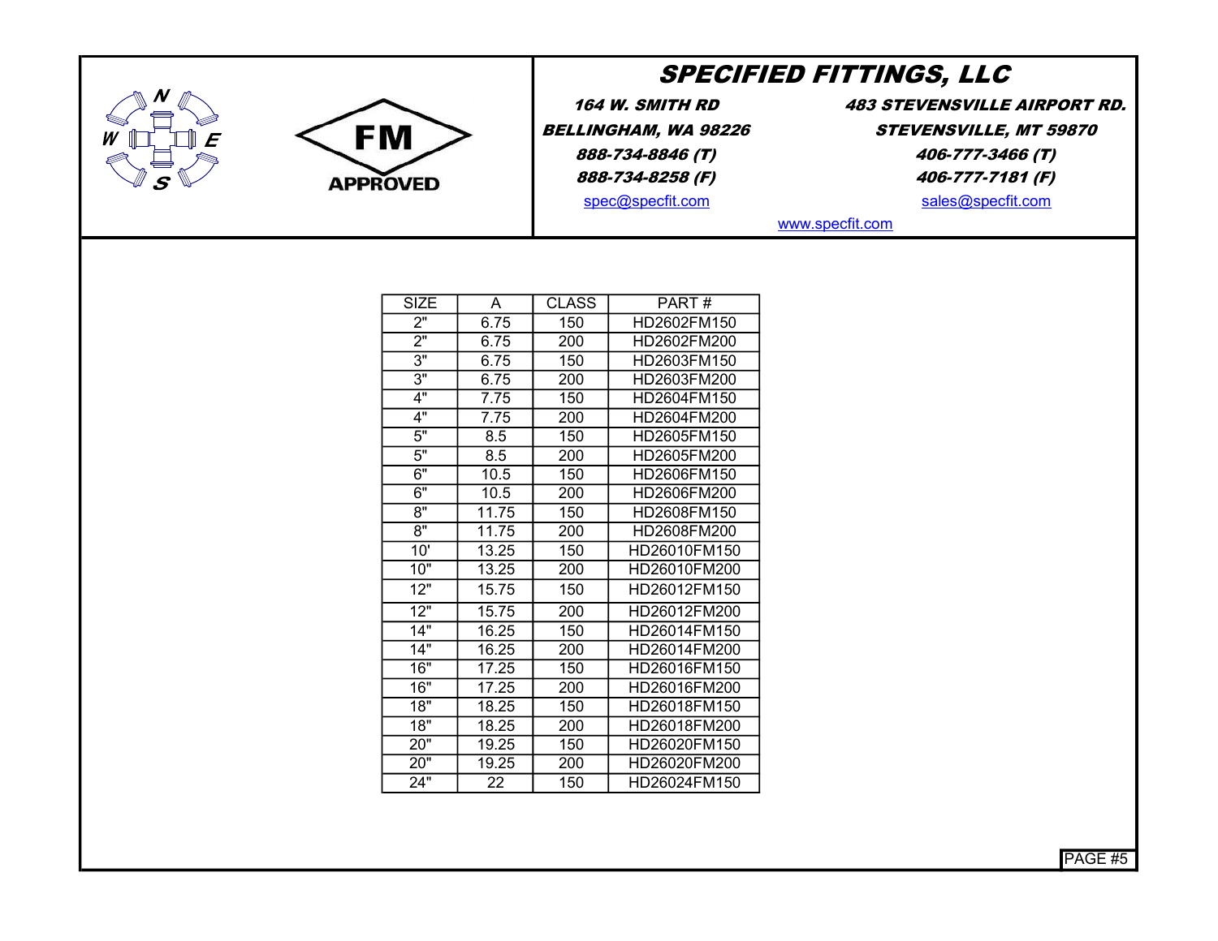# SPECIFIED FITTINGS, LLC

***164 W. SMITH RD***
***BELLINGHAM, WA 98226***
***888-734-8846 (T)***
***888-734-8258 (F)***
spec@specfit.com

***483 STEVENSVILLE AIRPORT RD.***
***STEVENSVILLE, MT 59870***
***406-777-3466 (T)***
***406-777-7181 (F)***
sales@specfit.com

www.specfit.com

**FM APPROVED**

| SIZE | A | CLASS | PART # |
|---|---|---|---|
| 2" | 6.75 | 150 | HD2602FM150 |
| 2" | 6.75 | 200 | HD2602FM200 |
| 3" | 6.75 | 150 | HD2603FM150 |
| 3" | 6.75 | 200 | HD2603FM200 |
| 4" | 7.75 | 150 | HD2604FM150 |
| 4" | 7.75 | 200 | HD2604FM200 |
| 5" | 8.5 | 150 | HD2605FM150 |
| 5" | 8.5 | 200 | HD2605FM200 |
| 6" | 10.5 | 150 | HD2606FM150 |
| 6" | 10.5 | 200 | HD2606FM200 |
| 8" | 11.75 | 150 | HD2608FM150 |
| 8" | 11.75 | 200 | HD2608FM200 |
| 10' | 13.25 | 150 | HD26010FM150 |
| 10" | 13.25 | 200 | HD26010FM200 |
| 12" | 15.75 | 150 | HD26012FM150 |
| 12" | 15.75 | 200 | HD26012FM200 |
| 14" | 16.25 | 150 | HD26014FM150 |
| 14" | 16.25 | 200 | HD26014FM200 |
| 16" | 17.25 | 150 | HD26016FM150 |
| 16" | 17.25 | 200 | HD26016FM200 |
| 18" | 18.25 | 150 | HD26018FM150 |
| 18" | 18.25 | 200 | HD26018FM200 |
| 20" | 19.25 | 150 | HD26020FM150 |
| 20" | 19.25 | 200 | HD26020FM200 |
| 24" | 22 | 150 | HD26024FM150 |